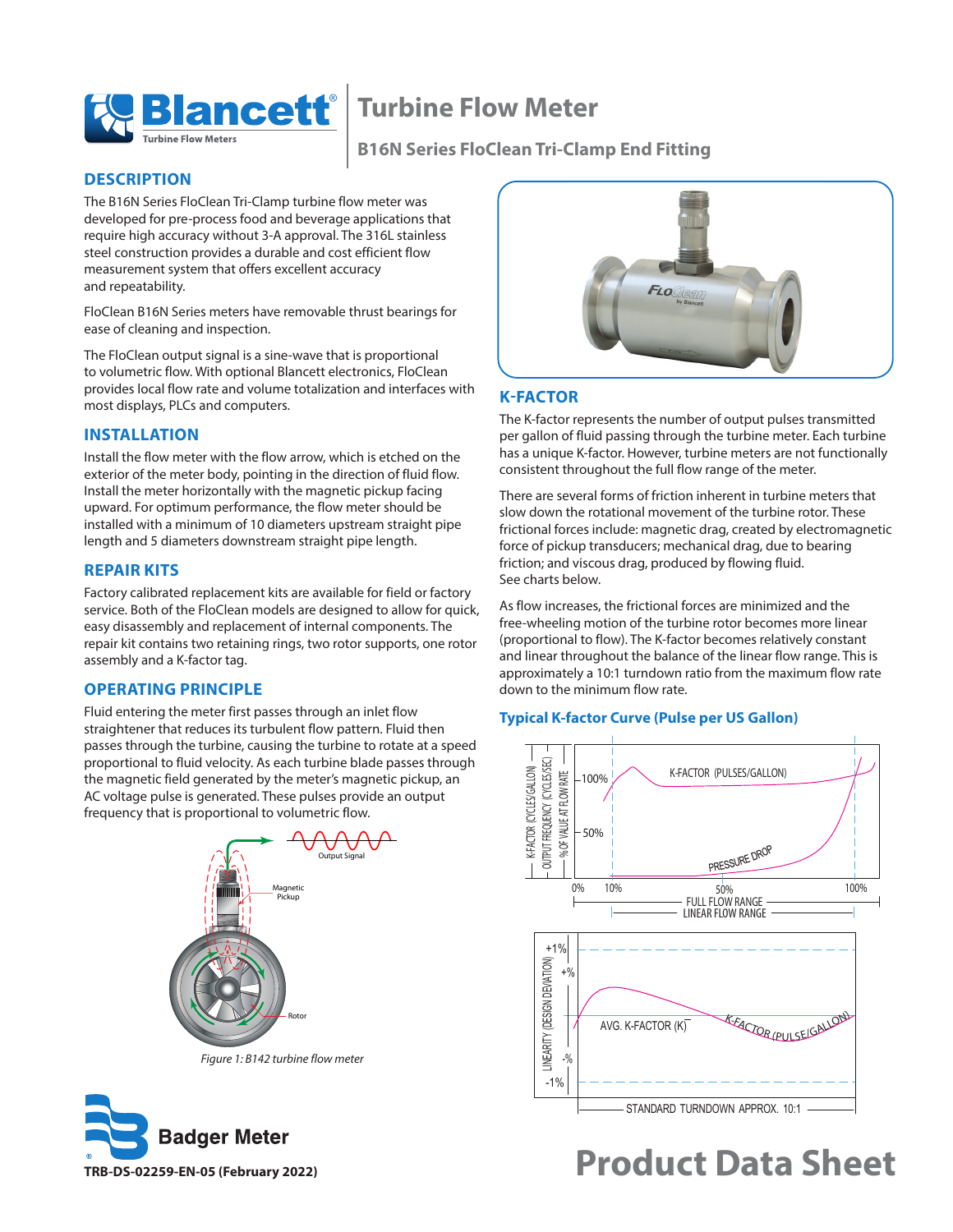# Turbine Flow Meter

## B16N Series FloClean Tri-Clamp End Fitting

## DESCRIPTION

The B16N Series FloClean Tri-Clamp turbine flow meter was developed for pre-process food and beverage applications that require high accuracy without 3-A approval. The 316L stainless steel construction provides a durable and cost efficient flow measurement system that offers excellent accuracy and repeatability.

FloClean B16N Series meters have removable thrust bearings for ease of cleaning and inspection.

The FloClean output signal is a sine-wave that is proportional to volumetric flow. With optional Blancett electronics, FloClean provides local flow rate and volume totalization and interfaces with most displays, PLCs and computers.

## INSTALLATION

Install the flow meter with the flow arrow, which is etched on the exterior of the meter body, pointing in the direction of fluid flow. Install the meter horizontally with the magnetic pickup facing upward. For optimum performance, the flow meter should be installed with a minimum of 10 diameters upstream straight pipe length and 5 diameters downstream straight pipe length.

## REPAIR KITS

Factory calibrated replacement kits are available for field or factory service. Both of the FloClean models are designed to allow for quick, easy disassembly and replacement of internal components. The repair kit contains two retaining rings, two rotor supports, one rotor assembly and a K-factor tag.

## OPERATING PRINCIPLE

Fluid entering the meter first passes through an inlet flow straightener that reduces its turbulent flow pattern. Fluid then passes through the turbine, causing the turbine to rotate at a speed proportional to fluid velocity. As each turbine blade passes through the magnetic field generated by the meter's magnetic pickup, an AC voltage pulse is generated. These pulses provide an output frequency that is proportional to volumetric flow.

*Figure 1: B142 turbine flow meter*

## K-FACTOR

The K-factor represents the number of output pulses transmitted per gallon of fluid passing through the turbine meter. Each turbine has a unique K-factor. However, turbine meters are not functionally consistent throughout the full flow range of the meter.

There are several forms of friction inherent in turbine meters that slow down the rotational movement of the turbine rotor. These frictional forces include: magnetic drag, created by electromagnetic force of pickup transducers; mechanical drag, due to bearing friction; and viscous drag, produced by flowing fluid. See charts below.

As flow increases, the frictional forces are minimized and the free-wheeling motion of the turbine rotor becomes more linear (proportional to flow). The K-factor becomes relatively constant and linear throughout the balance of the linear flow range. This is approximately a 10:1 turndown ratio from the maximum flow rate down to the minimum flow rate.

### Typical K-factor Curve (Pulse per US Gallon)

TRB-DS-02259-EN-05 (February 2022)

**Product Data Sheet**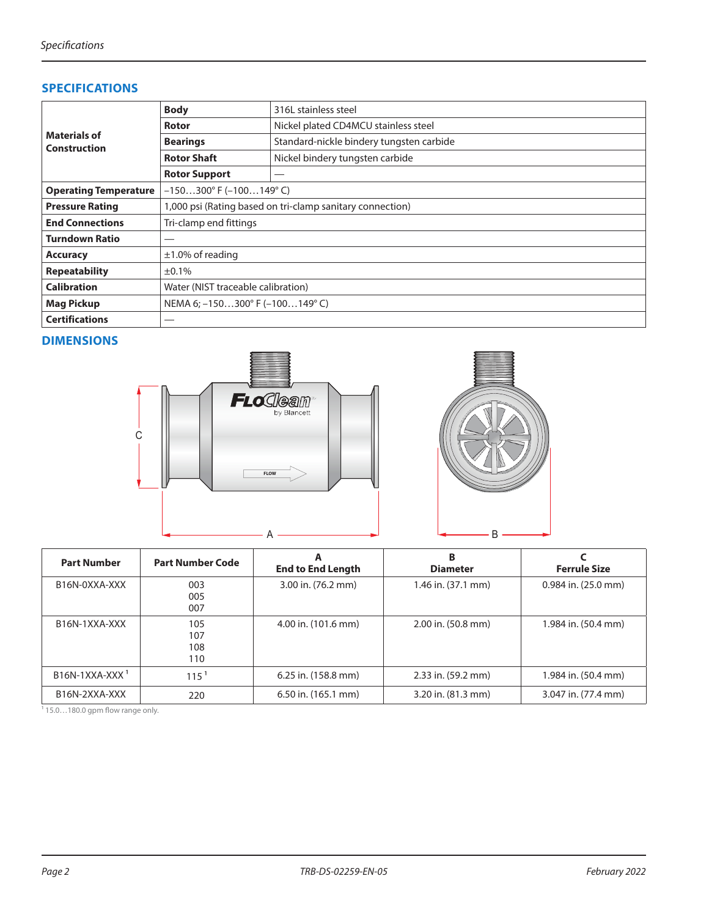## SPECIFICATIONS

| | | |
|---|---|---|
| **Materials of Construction** | **Body** | 316L stainless steel |
| | **Rotor** | Nickel plated CD4MCU stainless steel |
| | **Bearings** | Standard-nickle bindery tungsten carbide |
| | **Rotor Shaft** | Nickel bindery tungsten carbide |
| | **Rotor Support** | — |
| **Operating Temperature** | –150…300° F (–100…149° C) | |
| **Pressure Rating** | 1,000 psi (Rating based on tri-clamp sanitary connection) | |
| **End Connections** | Tri-clamp end fittings | |
| **Turndown Ratio** | — | |
| **Accuracy** | ±1.0% of reading | |
| **Repeatability** | ±0.1% | |
| **Calibration** | Water (NIST traceable calibration) | |
| **Mag Pickup** | NEMA 6; –150…300° F (–100…149° C) | |
| **Certifications** | — | |

## DIMENSIONS

| Part Number | Part Number Code | A<br>End to End Length | B<br>Diameter | C<br>Ferrule Size |
|---|---|---|---|---|
| B16N-0XXA-XXX | 003<br>005<br>007 | 3.00 in. (76.2 mm) | 1.46 in. (37.1 mm) | 0.984 in. (25.0 mm) |
| B16N-1XXA-XXX | 105<br>107<br>108<br>110 | 4.00 in. (101.6 mm) | 2.00 in. (50.8 mm) | 1.984 in. (50.4 mm) |
| B16N-1XXA-XXX [1] | 115 [1] | 6.25 in. (158.8 mm) | 2.33 in. (59.2 mm) | 1.984 in. (50.4 mm) |
| B16N-2XXA-XXX | 220 | 6.50 in. (165.1 mm) | 3.20 in. (81.3 mm) | 3.047 in. (77.4 mm) |

[1] 15.0…180.0 gpm flow range only.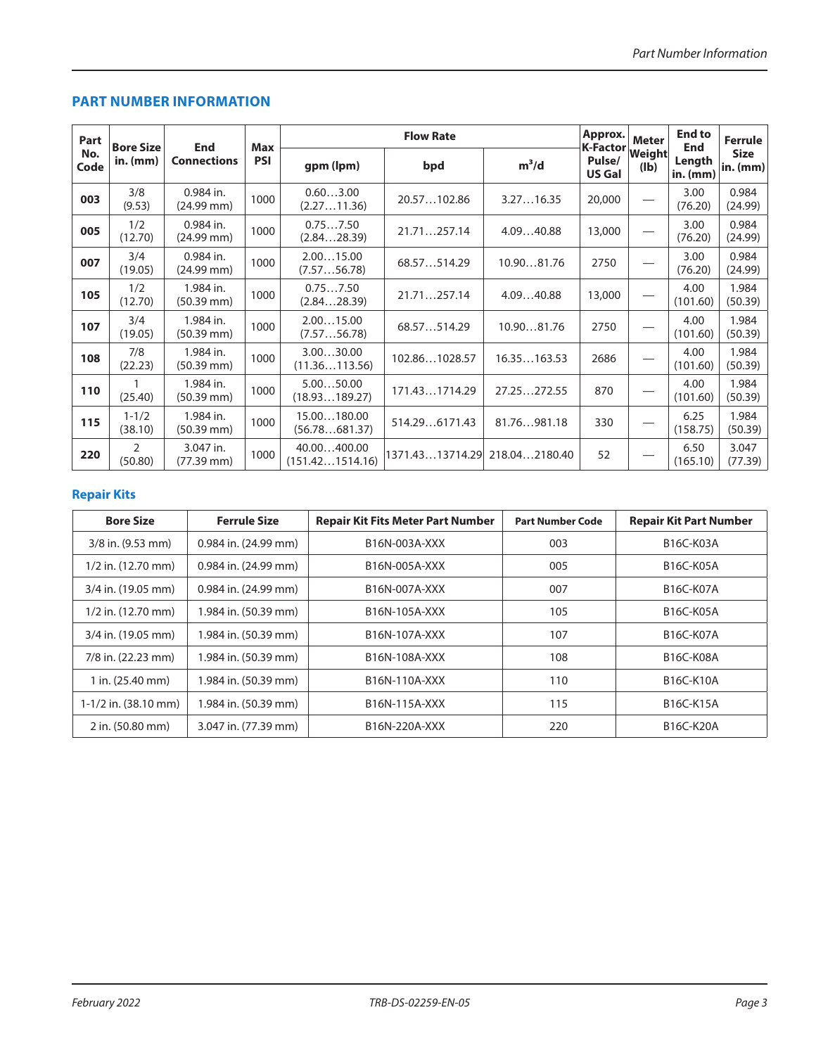## PART NUMBER INFORMATION

| Part No. Code | Bore Size in. (mm) | End Connections | Max PSI | Flow Rate | | | Approx. K-Factor Pulse/ US Gal | Meter Weight (lb) | End to End Length in. (mm) | Ferrule Size in. (mm) |
|---|---|---|---|---|---|---|---|---|---|---|
| | | | | gpm (lpm) | bpd | m³/d | | | | |
| **003** | 3/8 (9.53) | 0.984 in. (24.99 mm) | 1000 | 0.60…3.00 (2.27…11.36) | 20.57…102.86 | 3.27…16.35 | 20,000 | — | 3.00 (76.20) | 0.984 (24.99) |
| **005** | 1/2 (12.70) | 0.984 in. (24.99 mm) | 1000 | 0.75…7.50 (2.84…28.39) | 21.71…257.14 | 4.09…40.88 | 13,000 | — | 3.00 (76.20) | 0.984 (24.99) |
| **007** | 3/4 (19.05) | 0.984 in. (24.99 mm) | 1000 | 2.00…15.00 (7.57…56.78) | 68.57…514.29 | 10.90…81.76 | 2750 | — | 3.00 (76.20) | 0.984 (24.99) |
| **105** | 1/2 (12.70) | 1.984 in. (50.39 mm) | 1000 | 0.75…7.50 (2.84…28.39) | 21.71…257.14 | 4.09…40.88 | 13,000 | — | 4.00 (101.60) | 1.984 (50.39) |
| **107** | 3/4 (19.05) | 1.984 in. (50.39 mm) | 1000 | 2.00…15.00 (7.57…56.78) | 68.57…514.29 | 10.90…81.76 | 2750 | — | 4.00 (101.60) | 1.984 (50.39) |
| **108** | 7/8 (22.23) | 1.984 in. (50.39 mm) | 1000 | 3.00…30.00 (11.36…113.56) | 102.86…1028.57 | 16.35…163.53 | 2686 | — | 4.00 (101.60) | 1.984 (50.39) |
| **110** | 1 (25.40) | 1.984 in. (50.39 mm) | 1000 | 5.00…50.00 (18.93…189.27) | 171.43…1714.29 | 27.25…272.55 | 870 | — | 4.00 (101.60) | 1.984 (50.39) |
| **115** | 1-1/2 (38.10) | 1.984 in. (50.39 mm) | 1000 | 15.00…180.00 (56.78…681.37) | 514.29…6171.43 | 81.76…981.18 | 330 | — | 6.25 (158.75) | 1.984 (50.39) |
| **220** | 2 (50.80) | 3.047 in. (77.39 mm) | 1000 | 40.00…400.00 (151.42…1514.16) | 1371.43…13714.29 | 218.04…2180.40 | 52 | — | 6.50 (165.10) | 3.047 (77.39) |

### Repair Kits

| Bore Size | Ferrule Size | Repair Kit Fits Meter Part Number | Part Number Code | Repair Kit Part Number |
|---|---|---|---|---|
| 3/8 in. (9.53 mm) | 0.984 in. (24.99 mm) | B16N-003A-XXX | 003 | B16C-K03A |
| 1/2 in. (12.70 mm) | 0.984 in. (24.99 mm) | B16N-005A-XXX | 005 | B16C-K05A |
| 3/4 in. (19.05 mm) | 0.984 in. (24.99 mm) | B16N-007A-XXX | 007 | B16C-K07A |
| 1/2 in. (12.70 mm) | 1.984 in. (50.39 mm) | B16N-105A-XXX | 105 | B16C-K05A |
| 3/4 in. (19.05 mm) | 1.984 in. (50.39 mm) | B16N-107A-XXX | 107 | B16C-K07A |
| 7/8 in. (22.23 mm) | 1.984 in. (50.39 mm) | B16N-108A-XXX | 108 | B16C-K08A |
| 1 in. (25.40 mm) | 1.984 in. (50.39 mm) | B16N-110A-XXX | 110 | B16C-K10A |
| 1-1/2 in. (38.10 mm) | 1.984 in. (50.39 mm) | B16N-115A-XXX | 115 | B16C-K15A |
| 2 in. (50.80 mm) | 3.047 in. (77.39 mm) | B16N-220A-XXX | 220 | B16C-K20A |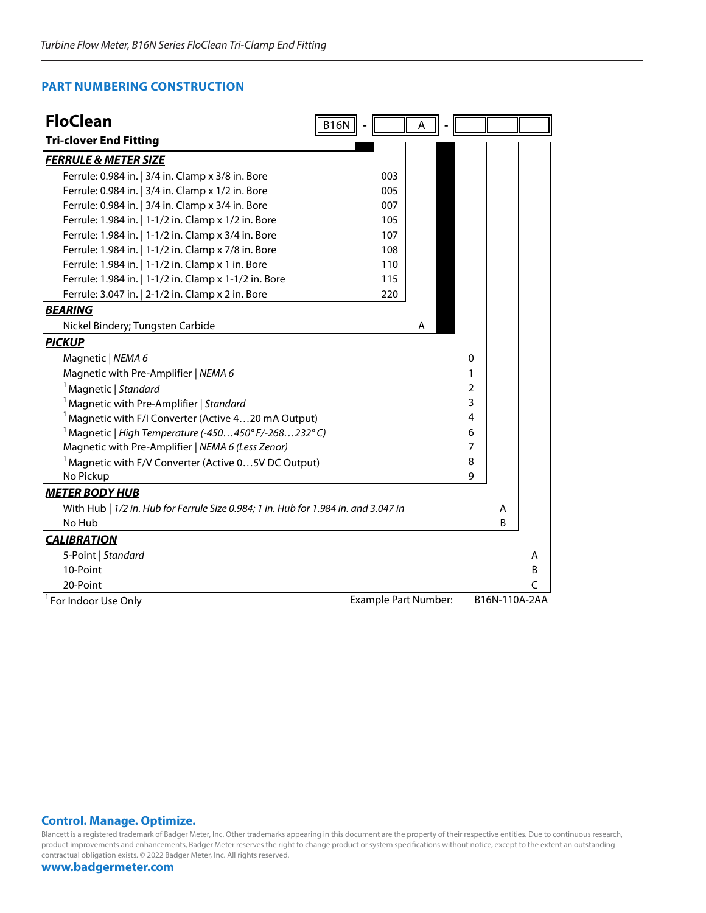## PART NUMBERING CONSTRUCTION

**FloClean**
**Tri-clover End Fitting**

B16N - [ ] A - [ ] [ ] [ ]

| | |
|---|---|
| ***FERRULE & METER SIZE*** | |
| Ferrule: 0.984 in. \| 3/4 in. Clamp x 3/8 in. Bore | 003 |
| Ferrule: 0.984 in. \| 3/4 in. Clamp x 1/2 in. Bore | 005 |
| Ferrule: 0.984 in. \| 3/4 in. Clamp x 3/4 in. Bore | 007 |
| Ferrule: 1.984 in. \| 1-1/2 in. Clamp x 1/2 in. Bore | 105 |
| Ferrule: 1.984 in. \| 1-1/2 in. Clamp x 3/4 in. Bore | 107 |
| Ferrule: 1.984 in. \| 1-1/2 in. Clamp x 7/8 in. Bore | 108 |
| Ferrule: 1.984 in. \| 1-1/2 in. Clamp x 1 in. Bore | 110 |
| Ferrule: 1.984 in. \| 1-1/2 in. Clamp x 1-1/2 in. Bore | 115 |
| Ferrule: 3.047 in. \| 2-1/2 in. Clamp x 2 in. Bore | 220 |
| ***BEARING*** | |
| Nickel Bindery; Tungsten Carbide | A |
| ***PICKUP*** | |
| Magnetic \| *NEMA 6* | 0 |
| Magnetic with Pre-Amplifier \| *NEMA 6* | 1 |
| [1] Magnetic \| *Standard* | 2 |
| [1] Magnetic with Pre-Amplifier \| *Standard* | 3 |
| [1] Magnetic with F/I Converter (Active 4…20 mA Output) | 4 |
| [1] Magnetic \| *High Temperature (-450…450° F/-268…232° C)* | 6 |
| Magnetic with Pre-Amplifier \| *NEMA 6 (Less Zenor)* | 7 |
| [1] Magnetic with F/V Converter (Active 0…5V DC Output) | 8 |
| No Pickup | 9 |
| ***METER BODY HUB*** | |
| With Hub \| *1/2 in. Hub for Ferrule Size 0.984; 1 in. Hub for 1.984 in. and 3.047 in* | A |
| No Hub | B |
| ***CALIBRATION*** | |
| 5-Point \| *Standard* | A |
| 10-Point | B |
| 20-Point | C |

[1] For Indoor Use Only

Example Part Number: B16N-110A-2AA

**Control. Manage. Optimize.**

Blancett is a registered trademark of Badger Meter, Inc. Other trademarks appearing in this document are the property of their respective entities. Due to continuous research, product improvements and enhancements, Badger Meter reserves the right to change product or system specifications without notice, except to the extent an outstanding contractual obligation exists. © 2022 Badger Meter, Inc. All rights reserved.

**www.badgermeter.com**